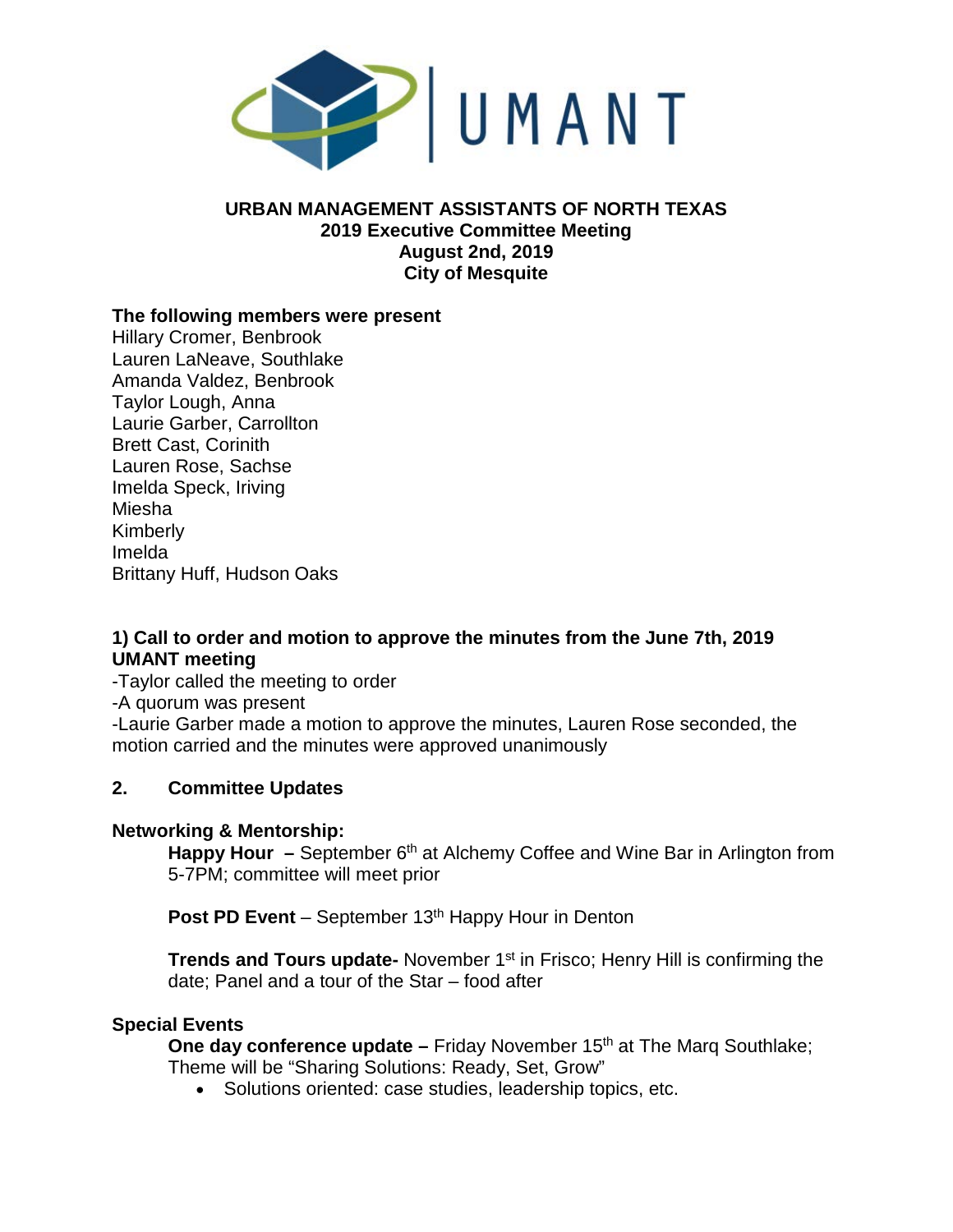UMANT

**URBAN MANAGEMENT ASSISTANTS OF NORTH TEXAS**
**2019 Executive Committee Meeting**
**August 2nd, 2019**
**City of Mesquite**

**The following members were present**

Hillary Cromer, Benbrook
Lauren LaNeave, Southlake
Amanda Valdez, Benbrook
Taylor Lough, Anna
Laurie Garber, Carrollton
Brett Cast, Corinith
Lauren Rose, Sachse
Imelda Speck, Iriving
Miesha
Kimberly
Imelda
Brittany Huff, Hudson Oaks

## 1) Call to order and motion to approve the minutes from the June 7th, 2019 UMANT meeting

-Taylor called the meeting to order
-A quorum was present
-Laurie Garber made a motion to approve the minutes, Lauren Rose seconded, the motion carried and the minutes were approved unanimously

## 2. Committee Updates

### Networking & Mentorship:

**Happy Hour –** September 6th at Alchemy Coffee and Wine Bar in Arlington from 5-7PM; committee will meet prior

**Post PD Event** – September 13th Happy Hour in Denton

**Trends and Tours update-** November 1st in Frisco; Henry Hill is confirming the date; Panel and a tour of the Star – food after

### Special Events

**One day conference update –** Friday November 15th at The Marq Southlake; Theme will be "Sharing Solutions: Ready, Set, Grow"

- Solutions oriented: case studies, leadership topics, etc.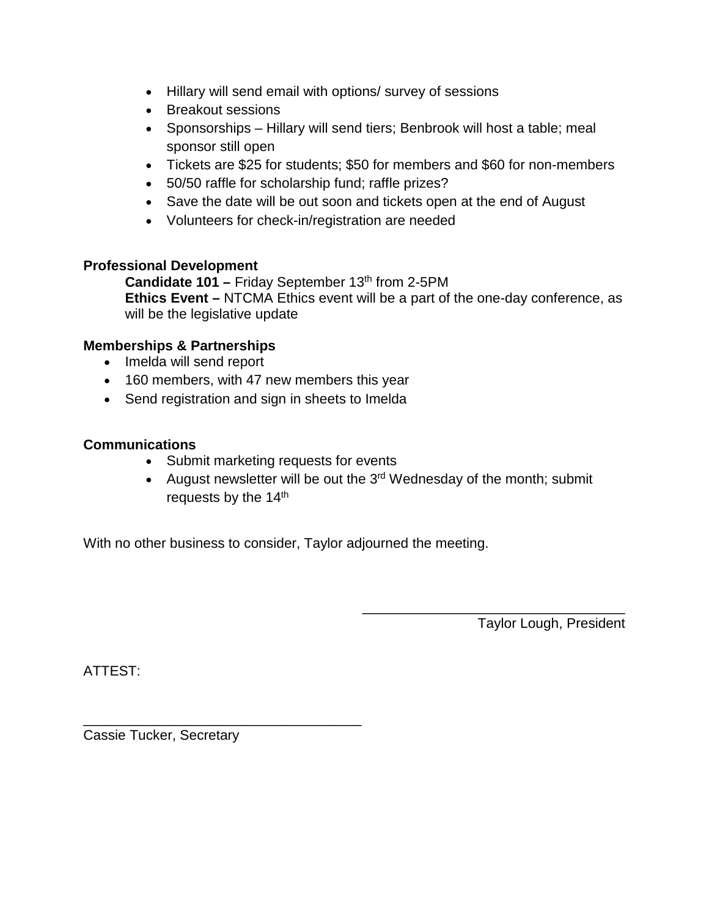- Hillary will send email with options/ survey of sessions
- Breakout sessions
- Sponsorships – Hillary will send tiers; Benbrook will host a table; meal sponsor still open
- Tickets are $25 for students; $50 for members and $60 for non-members
- 50/50 raffle for scholarship fund; raffle prizes?
- Save the date will be out soon and tickets open at the end of August
- Volunteers for check-in/registration are needed

**Professional Development**

**Candidate 101 –** Friday September 13th from 2-5PM
**Ethics Event –** NTCMA Ethics event will be a part of the one-day conference, as will be the legislative update

**Memberships & Partnerships**

- Imelda will send report
- 160 members, with 47 new members this year
- Send registration and sign in sheets to Imelda

**Communications**

- Submit marketing requests for events
- August newsletter will be out the 3rd Wednesday of the month; submit requests by the 14th

With no other business to consider, Taylor adjourned the meeting.

\_\_\_\_\_\_\_\_\_\_\_\_\_\_\_\_\_\_\_\_\_\_\_\_\_\_\_\_\_\_\_\_\_\_\_
Taylor Lough, President

ATTEST:

\_\_\_\_\_\_\_\_\_\_\_\_\_\_\_\_\_\_\_\_\_\_\_\_\_\_\_\_\_\_\_\_\_\_\_
Cassie Tucker, Secretary